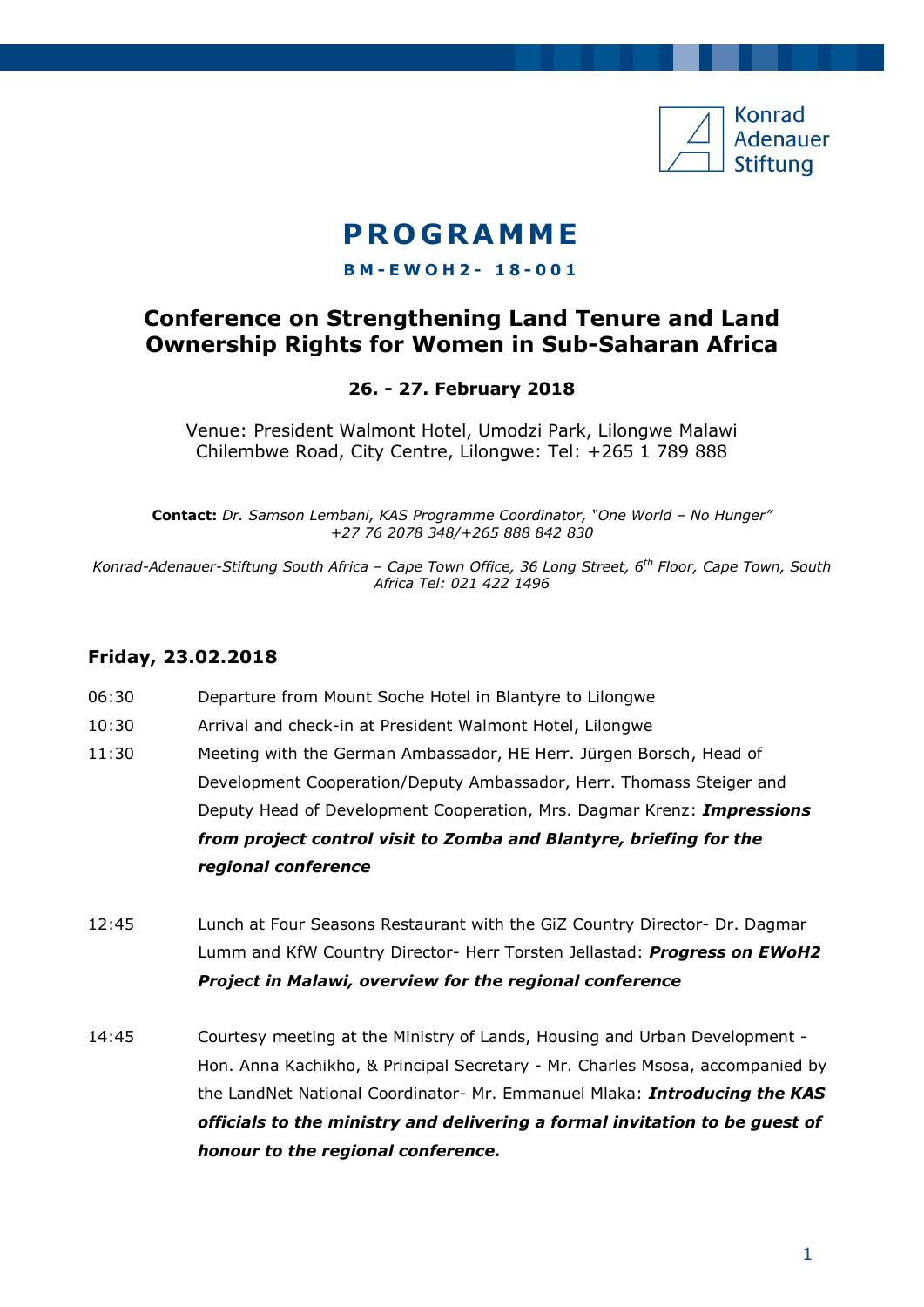Konrad Adenauer Stiftung

# PROGRAMME

**BM-EWOH2- 18-001**

## Conference on Strengthening Land Tenure and Land Ownership Rights for Women in Sub-Saharan Africa

**26. - 27. February 2018**

Venue: President Walmont Hotel, Umodzi Park, Lilongwe Malawi
Chilembwe Road, City Centre, Lilongwe: Tel: +265 1 789 888

**Contact:** *Dr. Samson Lembani, KAS Programme Coordinator, "One World – No Hunger" +27 76 2078 348/+265 888 842 830*

*Konrad-Adenauer-Stiftung South Africa – Cape Town Office, 36 Long Street, 6th Floor, Cape Town, South Africa Tel: 021 422 1496*

### Friday, 23.02.2018

06:30 Departure from Mount Soche Hotel in Blantyre to Lilongwe

10:30 Arrival and check-in at President Walmont Hotel, Lilongwe

11:30 Meeting with the German Ambassador, HE Herr. Jürgen Borsch, Head of Development Cooperation/Deputy Ambassador, Herr. Thomass Steiger and Deputy Head of Development Cooperation, Mrs. Dagmar Krenz: ***Impressions from project control visit to Zomba and Blantyre, briefing for the regional conference***

12:45 Lunch at Four Seasons Restaurant with the GiZ Country Director- Dr. Dagmar Lumm and KfW Country Director- Herr Torsten Jellastad: ***Progress on EWoH2 Project in Malawi, overview for the regional conference***

14:45 Courtesy meeting at the Ministry of Lands, Housing and Urban Development - Hon. Anna Kachikho, & Principal Secretary - Mr. Charles Msosa, accompanied by the LandNet National Coordinator- Mr. Emmanuel Mlaka: ***Introducing the KAS officials to the ministry and delivering a formal invitation to be guest of honour to the regional conference.***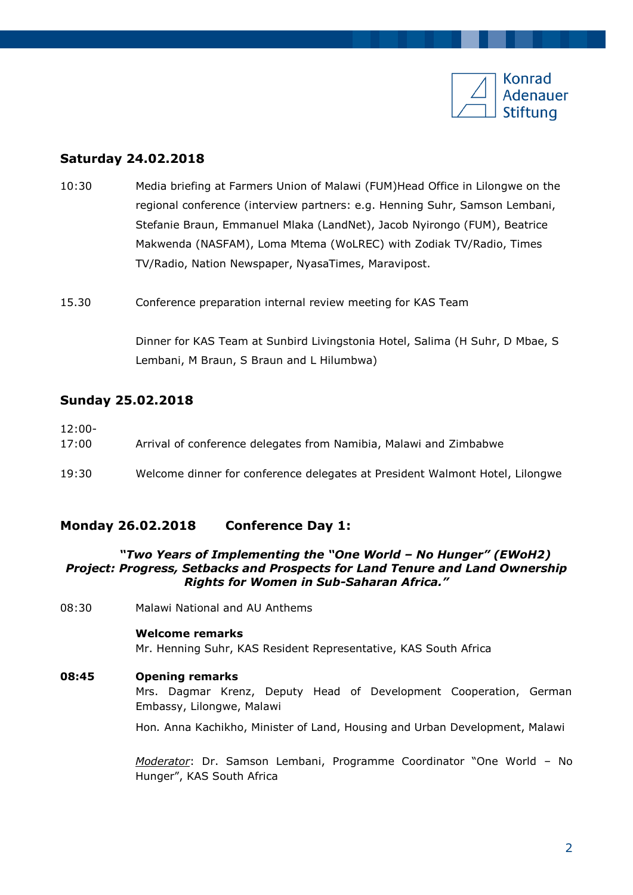### Saturday 24.02.2018

10:30 Media briefing at Farmers Union of Malawi (FUM)Head Office in Lilongwe on the regional conference (interview partners: e.g. Henning Suhr, Samson Lembani, Stefanie Braun, Emmanuel Mlaka (LandNet), Jacob Nyirongo (FUM), Beatrice Makwenda (NASFAM), Loma Mtema (WoLREC) with Zodiak TV/Radio, Times TV/Radio, Nation Newspaper, NyasaTimes, Maravipost.

15.30 Conference preparation internal review meeting for KAS Team

Dinner for KAS Team at Sunbird Livingstonia Hotel, Salima (H Suhr, D Mbae, S Lembani, M Braun, S Braun and L Hilumbwa)

### Sunday 25.02.2018

12:00-17:00 Arrival of conference delegates from Namibia, Malawi and Zimbabwe

19:30 Welcome dinner for conference delegates at President Walmont Hotel, Lilongwe

### Monday 26.02.2018 Conference Day 1:

***"Two Years of Implementing the "One World – No Hunger" (EWoH2) Project: Progress, Setbacks and Prospects for Land Tenure and Land Ownership Rights for Women in Sub-Saharan Africa."***

08:30 Malawi National and AU Anthems

**Welcome remarks**
Mr. Henning Suhr, KAS Resident Representative, KAS South Africa

**08:45** **Opening remarks**
Mrs. Dagmar Krenz, Deputy Head of Development Cooperation, German Embassy, Lilongwe, Malawi

Hon. Anna Kachikho, Minister of Land, Housing and Urban Development, Malawi

*Moderator*: Dr. Samson Lembani, Programme Coordinator "One World – No Hunger", KAS South Africa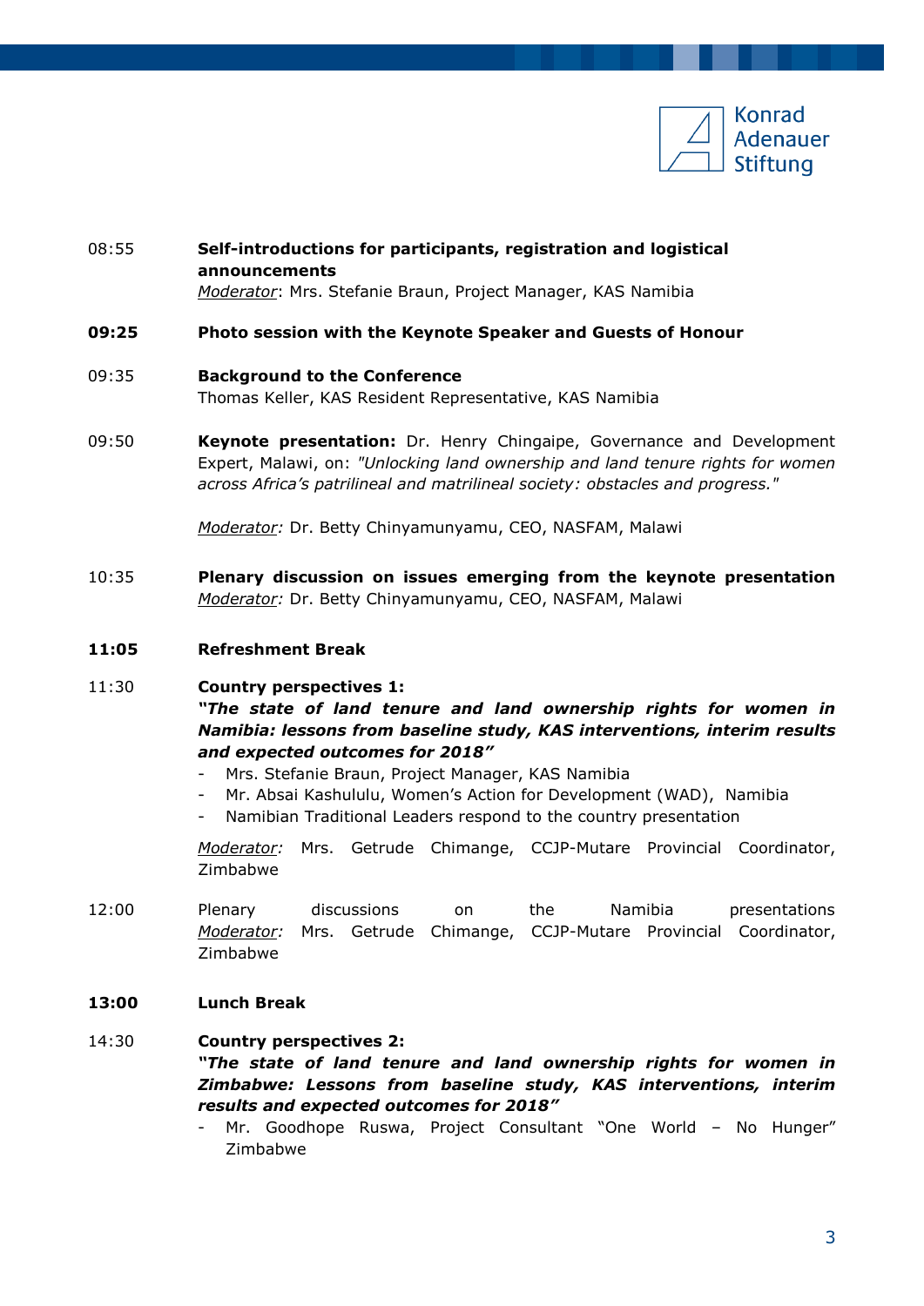08:55 **Self-introductions for participants, registration and logistical announcements**
_Moderator_: Mrs. Stefanie Braun, Project Manager, KAS Namibia

**09:25** **Photo session with the Keynote Speaker and Guests of Honour**

09:35 **Background to the Conference**
Thomas Keller, KAS Resident Representative, KAS Namibia

09:50 **Keynote presentation:** Dr. Henry Chingaipe, Governance and Development Expert, Malawi, on: *"Unlocking land ownership and land tenure rights for women across Africa's patrilineal and matrilineal society: obstacles and progress."*

_Moderator:_ Dr. Betty Chinyamunyamu, CEO, NASFAM, Malawi

10:35 **Plenary discussion on issues emerging from the keynote presentation**
_Moderator:_ Dr. Betty Chinyamunyamu, CEO, NASFAM, Malawi

**11:05** **Refreshment Break**

11:30 **Country perspectives 1:**
***"The state of land tenure and land ownership rights for women in Namibia: lessons from baseline study, KAS interventions, interim results and expected outcomes for 2018"***

- Mrs. Stefanie Braun, Project Manager, KAS Namibia
- Mr. Absai Kashululu, Women's Action for Development (WAD), Namibia
- Namibian Traditional Leaders respond to the country presentation

_Moderator:_ Mrs. Getrude Chimange, CCJP-Mutare Provincial Coordinator, Zimbabwe

12:00 Plenary discussions on the Namibia presentations
_Moderator:_ Mrs. Getrude Chimange, CCJP-Mutare Provincial Coordinator, Zimbabwe

**13:00** **Lunch Break**

14:30 **Country perspectives 2:**
***"The state of land tenure and land ownership rights for women in Zimbabwe: Lessons from baseline study, KAS interventions, interim results and expected outcomes for 2018"***

- Mr. Goodhope Ruswa, Project Consultant "One World – No Hunger" Zimbabwe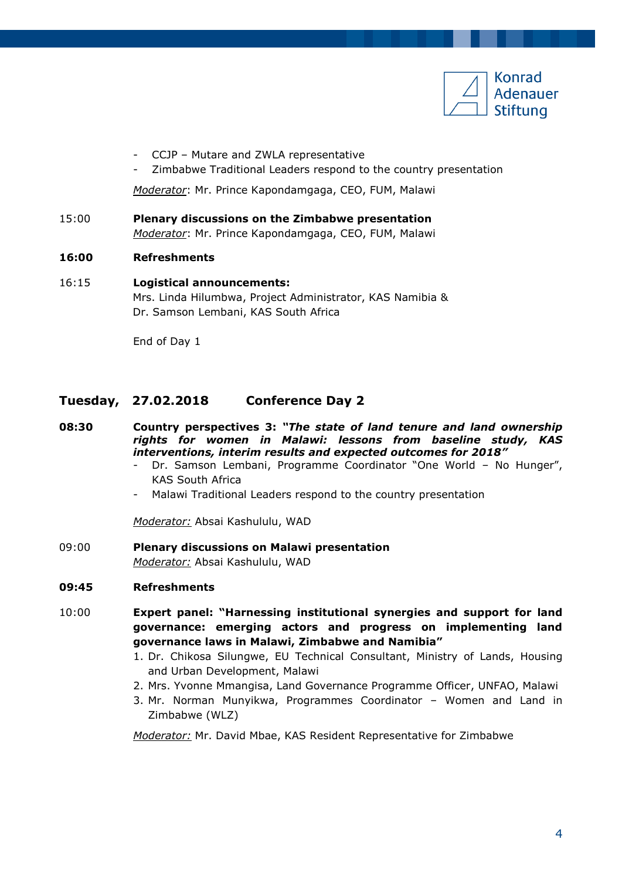- CCJP – Mutare and ZWLA representative
- Zimbabwe Traditional Leaders respond to the country presentation

*Moderator*: Mr. Prince Kapondamgaga, CEO, FUM, Malawi

15:00 **Plenary discussions on the Zimbabwe presentation**
*Moderator*: Mr. Prince Kapondamgaga, CEO, FUM, Malawi

**16:00** **Refreshments**

16:15 **Logistical announcements:**
Mrs. Linda Hilumbwa, Project Administrator, KAS Namibia &
Dr. Samson Lembani, KAS South Africa

End of Day 1

## Tuesday, 27.02.2018 Conference Day 2

**08:30** **Country perspectives 3: *"The state of land tenure and land ownership rights for women in Malawi: lessons from baseline study, KAS interventions, interim results and expected outcomes for 2018"***

- Dr. Samson Lembani, Programme Coordinator "One World – No Hunger", KAS South Africa
- Malawi Traditional Leaders respond to the country presentation

*Moderator:* Absai Kashululu, WAD

09:00 **Plenary discussions on Malawi presentation**
*Moderator:* Absai Kashululu, WAD

**09:45** **Refreshments**

10:00 **Expert panel: "Harnessing institutional synergies and support for land governance: emerging actors and progress on implementing land governance laws in Malawi, Zimbabwe and Namibia"**

1. Dr. Chikosa Silungwe, EU Technical Consultant, Ministry of Lands, Housing and Urban Development, Malawi
2. Mrs. Yvonne Mmangisa, Land Governance Programme Officer, UNFAO, Malawi
3. Mr. Norman Munyikwa, Programmes Coordinator – Women and Land in Zimbabwe (WLZ)

*Moderator:* Mr. David Mbae, KAS Resident Representative for Zimbabwe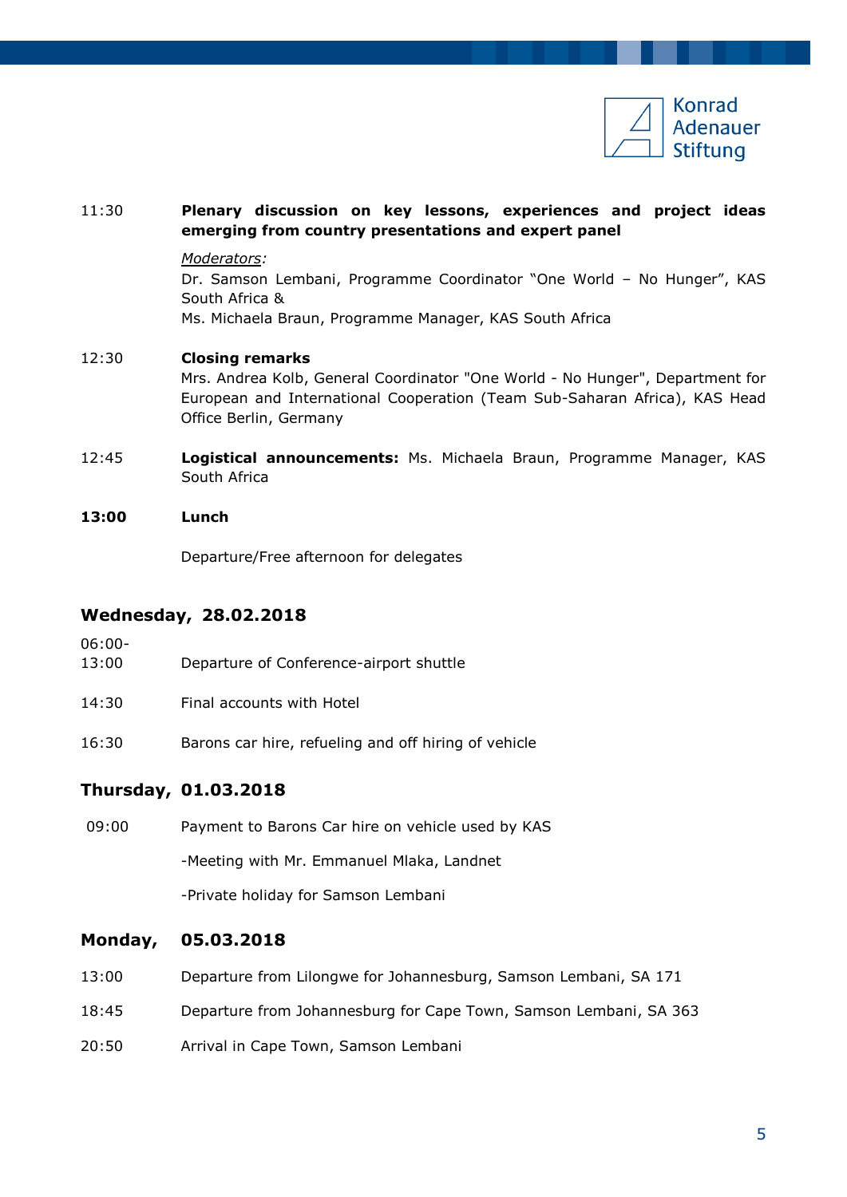11:30 **Plenary discussion on key lessons, experiences and project ideas emerging from country presentations and expert panel**

*Moderators:*
Dr. Samson Lembani, Programme Coordinator "One World – No Hunger", KAS South Africa &
Ms. Michaela Braun, Programme Manager, KAS South Africa

12:30 **Closing remarks**
Mrs. Andrea Kolb, General Coordinator "One World - No Hunger", Department for European and International Cooperation (Team Sub-Saharan Africa), KAS Head Office Berlin, Germany

12:45 **Logistical announcements:** Ms. Michaela Braun, Programme Manager, KAS South Africa

**13:00** **Lunch**

Departure/Free afternoon for delegates

## Wednesday, 28.02.2018

06:00-13:00 Departure of Conference-airport shuttle

14:30 Final accounts with Hotel

16:30 Barons car hire, refueling and off hiring of vehicle

## Thursday, 01.03.2018

09:00 Payment to Barons Car hire on vehicle used by KAS

-Meeting with Mr. Emmanuel Mlaka, Landnet

-Private holiday for Samson Lembani

## Monday, 05.03.2018

13:00 Departure from Lilongwe for Johannesburg, Samson Lembani, SA 171

18:45 Departure from Johannesburg for Cape Town, Samson Lembani, SA 363

20:50 Arrival in Cape Town, Samson Lembani